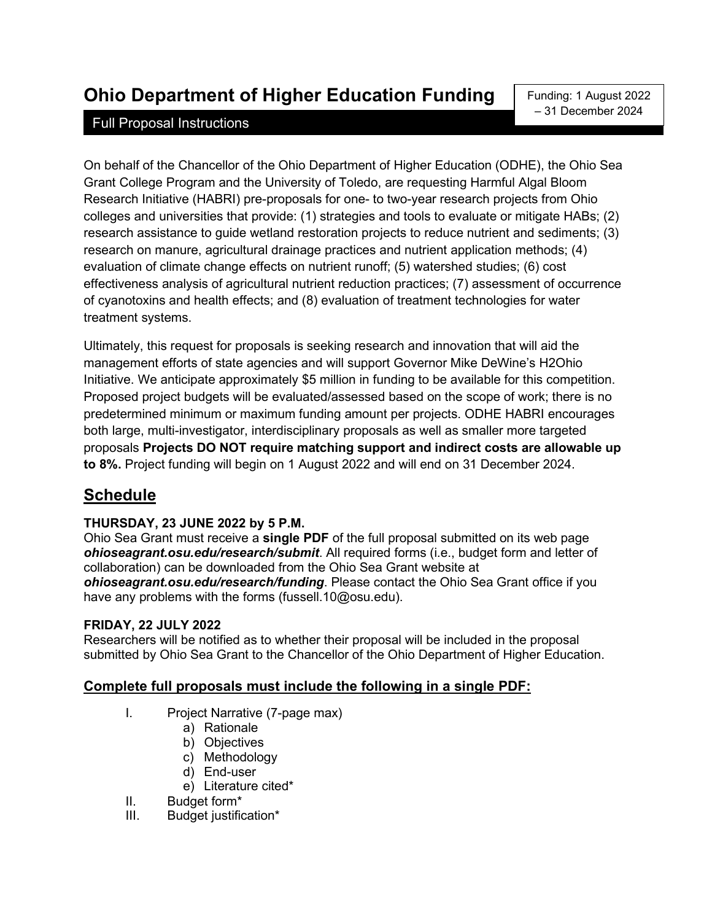# Ohio Department of Higher Education Funding

Funding: 1 August 2022 – 31 December 2024

## Full Proposal Instructions

On behalf of the Chancellor of the Ohio Department of Higher Education (ODHE), the Ohio Sea Grant College Program and the University of Toledo, are requesting Harmful Algal Bloom Research Initiative (HABRI) pre-proposals for one- to two-year research projects from Ohio colleges and universities that provide: (1) strategies and tools to evaluate or mitigate HABs; (2) research assistance to guide wetland restoration projects to reduce nutrient and sediments; (3) research on manure, agricultural drainage practices and nutrient application methods; (4) evaluation of climate change effects on nutrient runoff; (5) watershed studies; (6) cost effectiveness analysis of agricultural nutrient reduction practices; (7) assessment of occurrence of cyanotoxins and health effects; and (8) evaluation of treatment technologies for water treatment systems.

Ultimately, this request for proposals is seeking research and innovation that will aid the management efforts of state agencies and will support Governor Mike DeWine's H2Ohio Initiative. We anticipate approximately $5 million in funding to be available for this competition. Proposed project budgets will be evaluated/assessed based on the scope of work; there is no predetermined minimum or maximum funding amount per projects. ODHE HABRI encourages both large, multi-investigator, interdisciplinary proposals as well as smaller more targeted proposals **Projects DO NOT require matching support and indirect costs are allowable up to 8%.** Project funding will begin on 1 August 2022 and will end on 31 December 2024.

## Schedule

**THURSDAY, 23 JUNE 2022 by 5 P.M.**

Ohio Sea Grant must receive a **single PDF** of the full proposal submitted on its web page ***ohioseagrant.osu.edu/research/submit***. All required forms (i.e., budget form and letter of collaboration) can be downloaded from the Ohio Sea Grant website at ***ohioseagrant.osu.edu/research/funding***. Please contact the Ohio Sea Grant office if you have any problems with the forms (fussell.10@osu.edu).

**FRIDAY, 22 JULY 2022**

Researchers will be notified as to whether their proposal will be included in the proposal submitted by Ohio Sea Grant to the Chancellor of the Ohio Department of Higher Education.

## Complete full proposals must include the following in a single PDF:

I. Project Narrative (7-page max)
   a) Rationale
   b) Objectives
   c) Methodology
   d) End-user
   e) Literature cited*

II. Budget form*

III. Budget justification*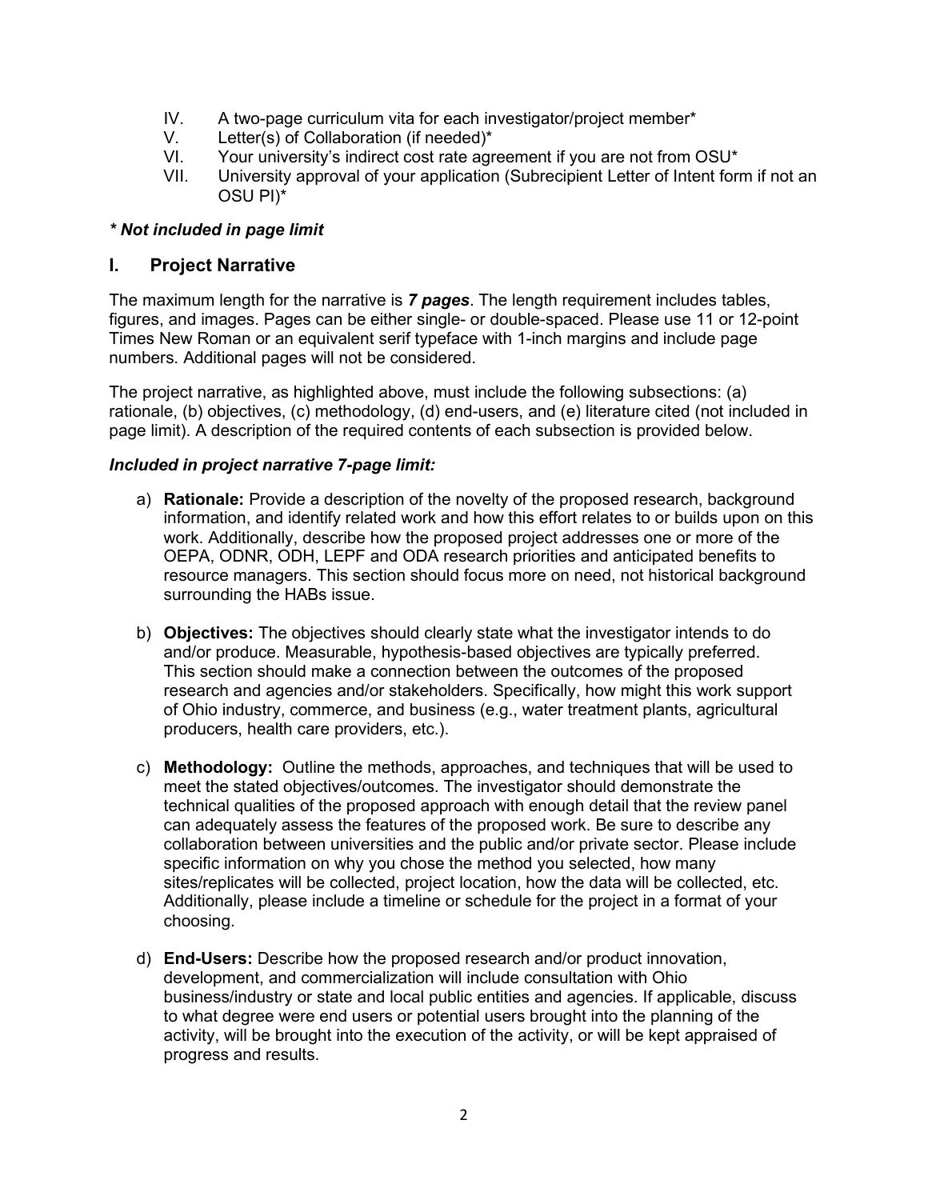IV. A two-page curriculum vita for each investigator/project member*
V. Letter(s) of Collaboration (if needed)*
VI. Your university's indirect cost rate agreement if you are not from OSU*
VII. University approval of your application (Subrecipient Letter of Intent form if not an OSU PI)*

***\* Not included in page limit***

## I. Project Narrative

The maximum length for the narrative is ***7 pages***. The length requirement includes tables, figures, and images. Pages can be either single- or double-spaced. Please use 11 or 12-point Times New Roman or an equivalent serif typeface with 1-inch margins and include page numbers. Additional pages will not be considered.

The project narrative, as highlighted above, must include the following subsections: (a) rationale, (b) objectives, (c) methodology, (d) end-users, and (e) literature cited (not included in page limit). A description of the required contents of each subsection is provided below.

***Included in project narrative 7-page limit:***

a) **Rationale:** Provide a description of the novelty of the proposed research, background information, and identify related work and how this effort relates to or builds upon on this work. Additionally, describe how the proposed project addresses one or more of the OEPA, ODNR, ODH, LEPF and ODA research priorities and anticipated benefits to resource managers. This section should focus more on need, not historical background surrounding the HABs issue.

b) **Objectives:** The objectives should clearly state what the investigator intends to do and/or produce. Measurable, hypothesis-based objectives are typically preferred. This section should make a connection between the outcomes of the proposed research and agencies and/or stakeholders. Specifically, how might this work support of Ohio industry, commerce, and business (e.g., water treatment plants, agricultural producers, health care providers, etc.).

c) **Methodology:** Outline the methods, approaches, and techniques that will be used to meet the stated objectives/outcomes. The investigator should demonstrate the technical qualities of the proposed approach with enough detail that the review panel can adequately assess the features of the proposed work. Be sure to describe any collaboration between universities and the public and/or private sector. Please include specific information on why you chose the method you selected, how many sites/replicates will be collected, project location, how the data will be collected, etc. Additionally, please include a timeline or schedule for the project in a format of your choosing.

d) **End-Users:** Describe how the proposed research and/or product innovation, development, and commercialization will include consultation with Ohio business/industry or state and local public entities and agencies. If applicable, discuss to what degree were end users or potential users brought into the planning of the activity, will be brought into the execution of the activity, or will be kept appraised of progress and results.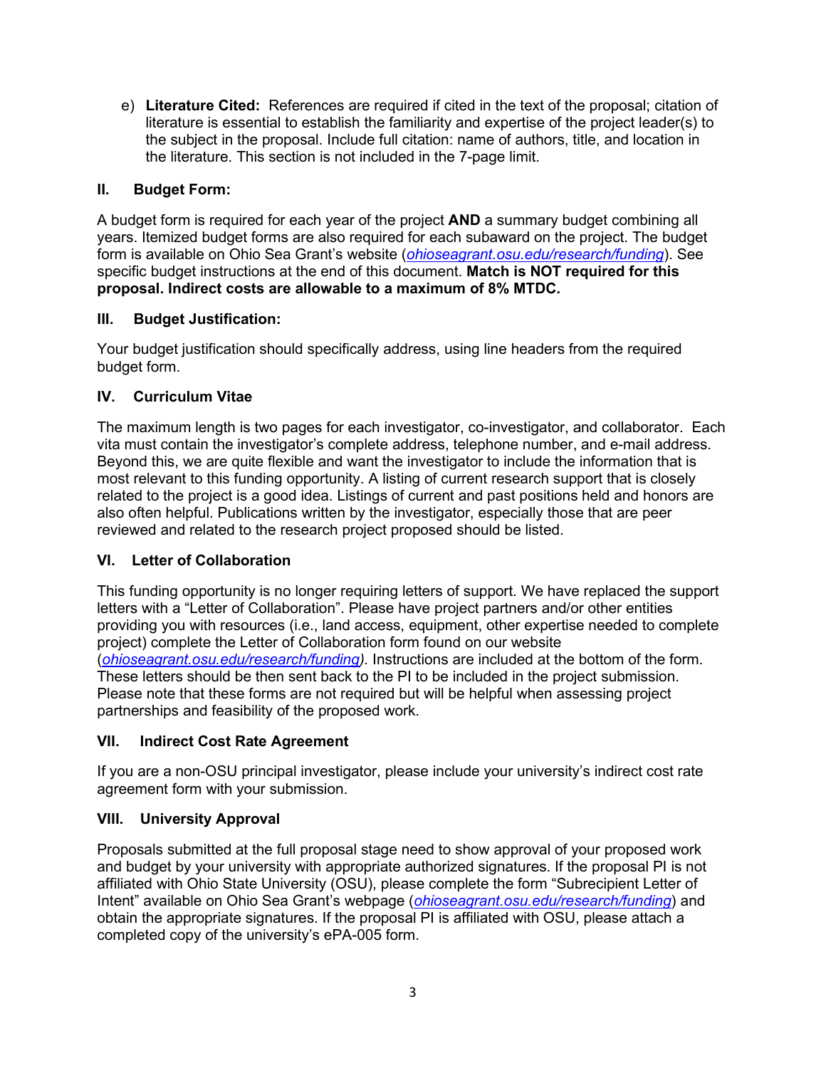e) **Literature Cited:** References are required if cited in the text of the proposal; citation of literature is essential to establish the familiarity and expertise of the project leader(s) to the subject in the proposal. Include full citation: name of authors, title, and location in the literature. This section is not included in the 7-page limit.

## II. Budget Form:

A budget form is required for each year of the project **AND** a summary budget combining all years. Itemized budget forms are also required for each subaward on the project. The budget form is available on Ohio Sea Grant's website (*ohioseagrant.osu.edu/research/funding*). See specific budget instructions at the end of this document. **Match is NOT required for this proposal. Indirect costs are allowable to a maximum of 8% MTDC.**

## III. Budget Justification:

Your budget justification should specifically address, using line headers from the required budget form.

## IV. Curriculum Vitae

The maximum length is two pages for each investigator, co-investigator, and collaborator. Each vita must contain the investigator's complete address, telephone number, and e-mail address. Beyond this, we are quite flexible and want the investigator to include the information that is most relevant to this funding opportunity. A listing of current research support that is closely related to the project is a good idea. Listings of current and past positions held and honors are also often helpful. Publications written by the investigator, especially those that are peer reviewed and related to the research project proposed should be listed.

## VI. Letter of Collaboration

This funding opportunity is no longer requiring letters of support. We have replaced the support letters with a "Letter of Collaboration". Please have project partners and/or other entities providing you with resources (i.e., land access, equipment, other expertise needed to complete project) complete the Letter of Collaboration form found on our website (*ohioseagrant.osu.edu/research/funding).* Instructions are included at the bottom of the form. These letters should be then sent back to the PI to be included in the project submission. Please note that these forms are not required but will be helpful when assessing project partnerships and feasibility of the proposed work.

## VII. Indirect Cost Rate Agreement

If you are a non-OSU principal investigator, please include your university's indirect cost rate agreement form with your submission.

## VIII. University Approval

Proposals submitted at the full proposal stage need to show approval of your proposed work and budget by your university with appropriate authorized signatures. If the proposal PI is not affiliated with Ohio State University (OSU), please complete the form "Subrecipient Letter of Intent" available on Ohio Sea Grant's webpage (*ohioseagrant.osu.edu/research/funding*) and obtain the appropriate signatures. If the proposal PI is affiliated with OSU, please attach a completed copy of the university's ePA-005 form.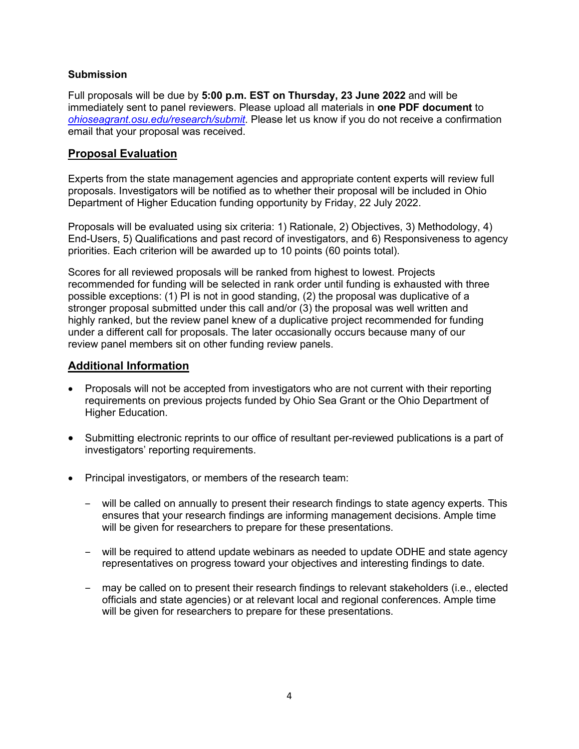**Submission**

Full proposals will be due by **5:00 p.m. EST on Thursday, 23 June 2022** and will be immediately sent to panel reviewers. Please upload all materials in **one PDF document** to *ohioseagrant.osu.edu/research/submit*. Please let us know if you do not receive a confirmation email that your proposal was received.

## Proposal Evaluation

Experts from the state management agencies and appropriate content experts will review full proposals. Investigators will be notified as to whether their proposal will be included in Ohio Department of Higher Education funding opportunity by Friday, 22 July 2022.

Proposals will be evaluated using six criteria: 1) Rationale, 2) Objectives, 3) Methodology, 4) End-Users, 5) Qualifications and past record of investigators, and 6) Responsiveness to agency priorities. Each criterion will be awarded up to 10 points (60 points total).

Scores for all reviewed proposals will be ranked from highest to lowest. Projects recommended for funding will be selected in rank order until funding is exhausted with three possible exceptions: (1) PI is not in good standing, (2) the proposal was duplicative of a stronger proposal submitted under this call and/or (3) the proposal was well written and highly ranked, but the review panel knew of a duplicative project recommended for funding under a different call for proposals. The later occasionally occurs because many of our review panel members sit on other funding review panels.

## Additional Information

- Proposals will not be accepted from investigators who are not current with their reporting requirements on previous projects funded by Ohio Sea Grant or the Ohio Department of Higher Education.
- Submitting electronic reprints to our office of resultant per-reviewed publications is a part of investigators' reporting requirements.
- Principal investigators, or members of the research team:
  - will be called on annually to present their research findings to state agency experts. This ensures that your research findings are informing management decisions. Ample time will be given for researchers to prepare for these presentations.
  - will be required to attend update webinars as needed to update ODHE and state agency representatives on progress toward your objectives and interesting findings to date.
  - may be called on to present their research findings to relevant stakeholders (i.e., elected officials and state agencies) or at relevant local and regional conferences. Ample time will be given for researchers to prepare for these presentations.